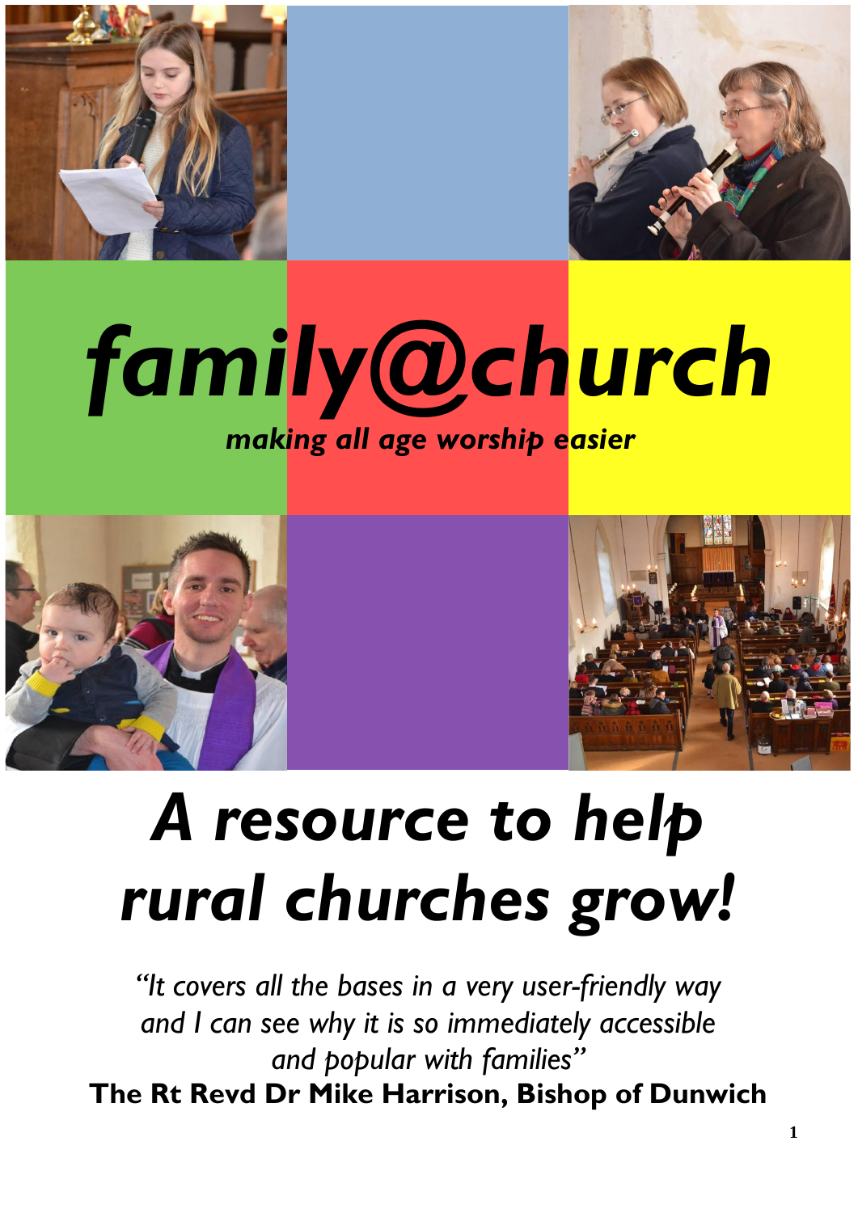# *family@church*

***making all age worship easier***

# *A resource to help rural churches grow!*

*"It covers all the bases in a very user-friendly way and I can see why it is so immediately accessible and popular with families"*

**The Rt Revd Dr Mike Harrison, Bishop of Dunwich**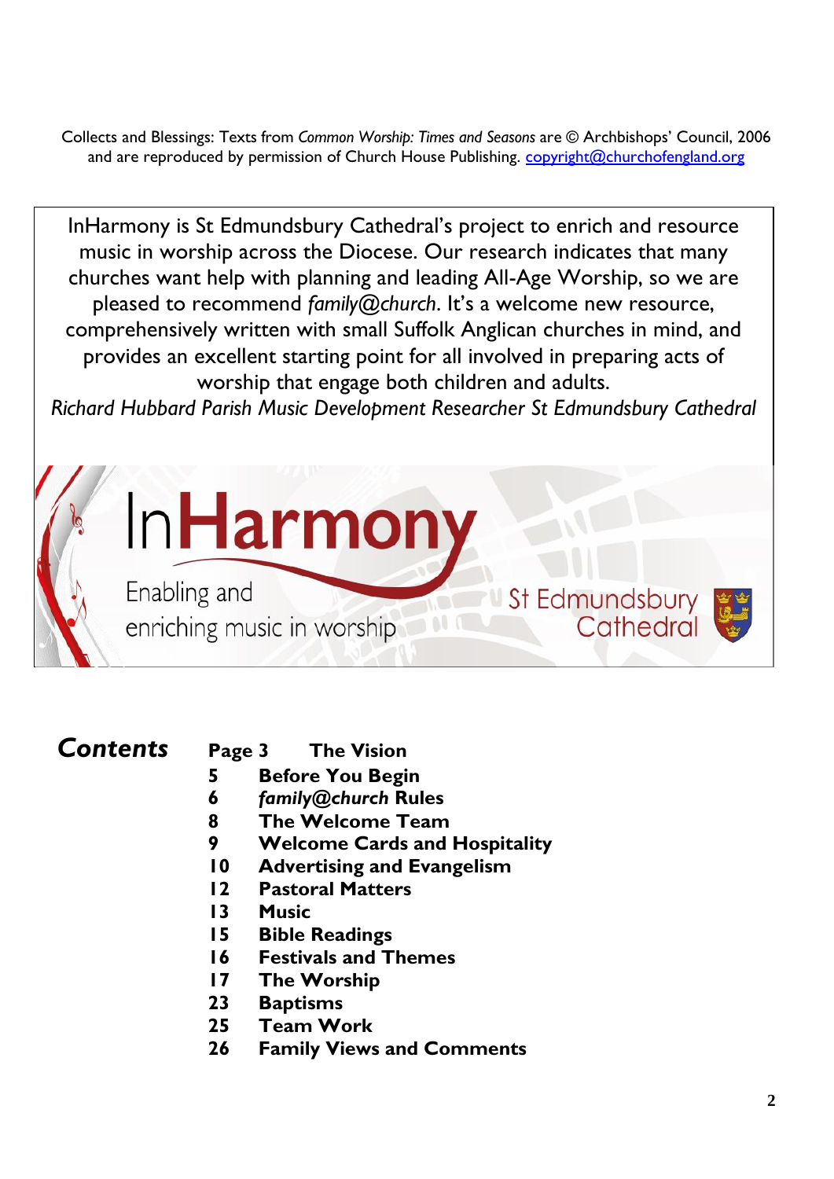Collects and Blessings: Texts from *Common Worship: Times and Seasons* are © Archbishops' Council, 2006 and are reproduced by permission of Church House Publishing. copyright@churchofengland.org

InHarmony is St Edmundsbury Cathedral's project to enrich and resource music in worship across the Diocese. Our research indicates that many churches want help with planning and leading All-Age Worship, so we are pleased to recommend *family@church*. It's a welcome new resource, comprehensively written with small Suffolk Anglican churches in mind, and provides an excellent starting point for all involved in preparing acts of worship that engage both children and adults.

*Richard Hubbard Parish Music Development Researcher St Edmundsbury Cathedral*

InHarmony

Enabling and enriching music in worship

St Edmundsbury Cathedral

## Contents

| Page | |
|---|---|
| 3 | **The Vision** |
| 5 | **Before You Begin** |
| 6 | ***family@church* Rules** |
| 8 | **The Welcome Team** |
| 9 | **Welcome Cards and Hospitality** |
| 10 | **Advertising and Evangelism** |
| 12 | **Pastoral Matters** |
| 13 | **Music** |
| 15 | **Bible Readings** |
| 16 | **Festivals and Themes** |
| 17 | **The Worship** |
| 23 | **Baptisms** |
| 25 | **Team Work** |
| 26 | **Family Views and Comments** |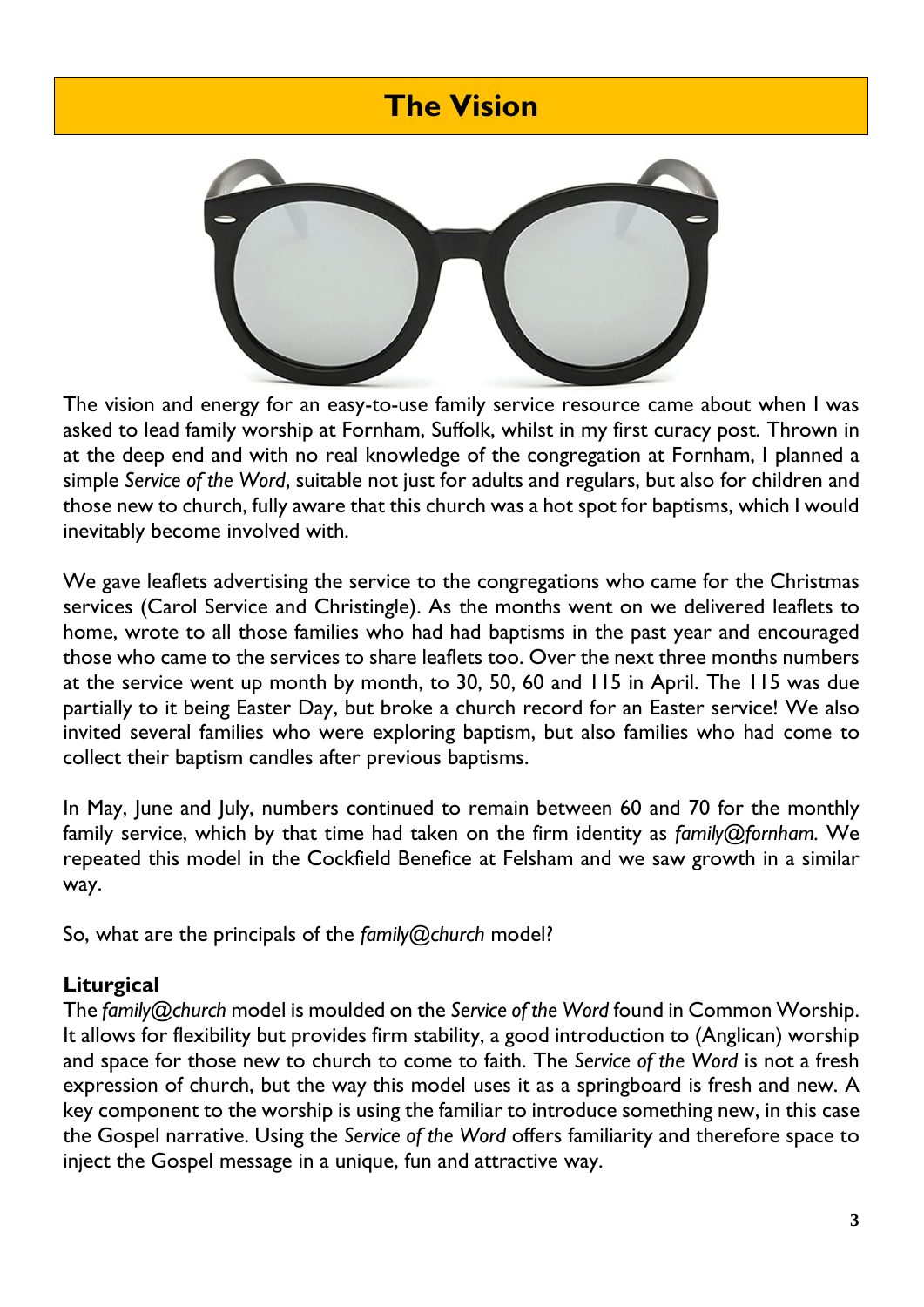# The Vision

The vision and energy for an easy-to-use family service resource came about when I was asked to lead family worship at Fornham, Suffolk, whilst in my first curacy post. Thrown in at the deep end and with no real knowledge of the congregation at Fornham, I planned a simple *Service of the Word*, suitable not just for adults and regulars, but also for children and those new to church, fully aware that this church was a hot spot for baptisms, which I would inevitably become involved with.

We gave leaflets advertising the service to the congregations who came for the Christmas services (Carol Service and Christingle). As the months went on we delivered leaflets to home, wrote to all those families who had had baptisms in the past year and encouraged those who came to the services to share leaflets too. Over the next three months numbers at the service went up month by month, to 30, 50, 60 and 115 in April. The 115 was due partially to it being Easter Day, but broke a church record for an Easter service! We also invited several families who were exploring baptism, but also families who had come to collect their baptism candles after previous baptisms.

In May, June and July, numbers continued to remain between 60 and 70 for the monthly family service, which by that time had taken on the firm identity as *family@fornham*. We repeated this model in the Cockfield Benefice at Felsham and we saw growth in a similar way.

So, what are the principals of the *family@church* model?

**Liturgical**

The *family@church* model is moulded on the *Service of the Word* found in Common Worship. It allows for flexibility but provides firm stability, a good introduction to (Anglican) worship and space for those new to church to come to faith. The *Service of the Word* is not a fresh expression of church, but the way this model uses it as a springboard is fresh and new. A key component to the worship is using the familiar to introduce something new, in this case the Gospel narrative. Using the *Service of the Word* offers familiarity and therefore space to inject the Gospel message in a unique, fun and attractive way.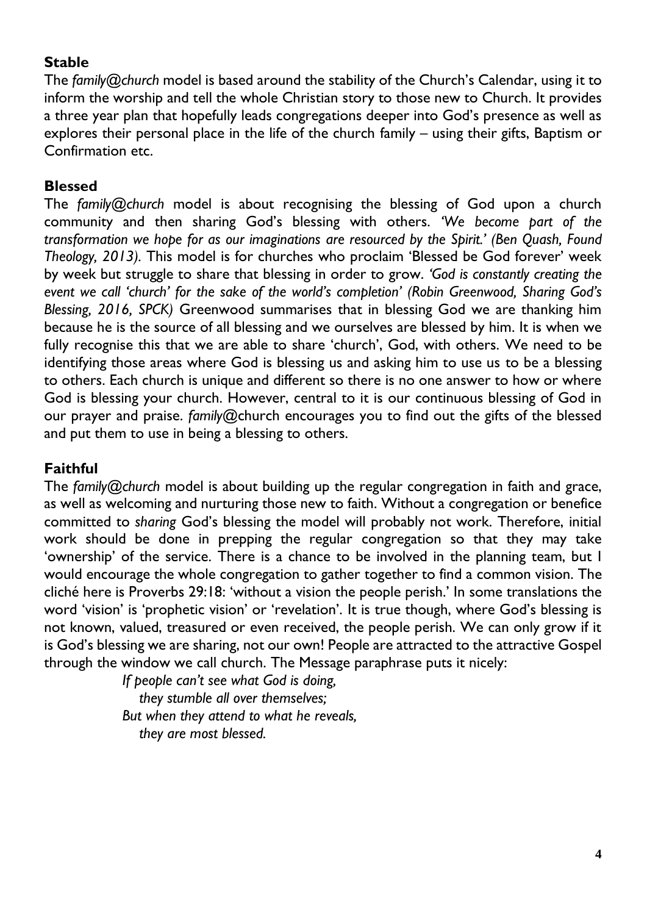**Stable**

The *family@church* model is based around the stability of the Church's Calendar, using it to inform the worship and tell the whole Christian story to those new to Church. It provides a three year plan that hopefully leads congregations deeper into God's presence as well as explores their personal place in the life of the church family – using their gifts, Baptism or Confirmation etc.

**Blessed**

The *family@church* model is about recognising the blessing of God upon a church community and then sharing God's blessing with others. *'We become part of the transformation we hope for as our imaginations are resourced by the Spirit.' (Ben Quash, Found Theology, 2013).* This model is for churches who proclaim 'Blessed be God forever' week by week but struggle to share that blessing in order to grow. *'God is constantly creating the event we call 'church' for the sake of the world's completion' (Robin Greenwood, Sharing God's Blessing, 2016, SPCK)* Greenwood summarises that in blessing God we are thanking him because he is the source of all blessing and we ourselves are blessed by him. It is when we fully recognise this that we are able to share 'church', God, with others. We need to be identifying those areas where God is blessing us and asking him to use us to be a blessing to others. Each church is unique and different so there is no one answer to how or where God is blessing your church. However, central to it is our continuous blessing of God in our prayer and praise. *family*@church encourages you to find out the gifts of the blessed and put them to use in being a blessing to others.

**Faithful**

The *family@church* model is about building up the regular congregation in faith and grace, as well as welcoming and nurturing those new to faith. Without a congregation or benefice committed to *sharing* God's blessing the model will probably not work. Therefore, initial work should be done in prepping the regular congregation so that they may take 'ownership' of the service. There is a chance to be involved in the planning team, but I would encourage the whole congregation to gather together to find a common vision. The cliché here is Proverbs 29:18: 'without a vision the people perish.' In some translations the word 'vision' is 'prophetic vision' or 'revelation'. It is true though, where God's blessing is not known, valued, treasured or even received, the people perish. We can only grow if it is God's blessing we are sharing, not our own! People are attracted to the attractive Gospel through the window we call church. The Message paraphrase puts it nicely:

> *If people can't see what God is doing,*
> *they stumble all over themselves;*
> *But when they attend to what he reveals,*
> *they are most blessed.*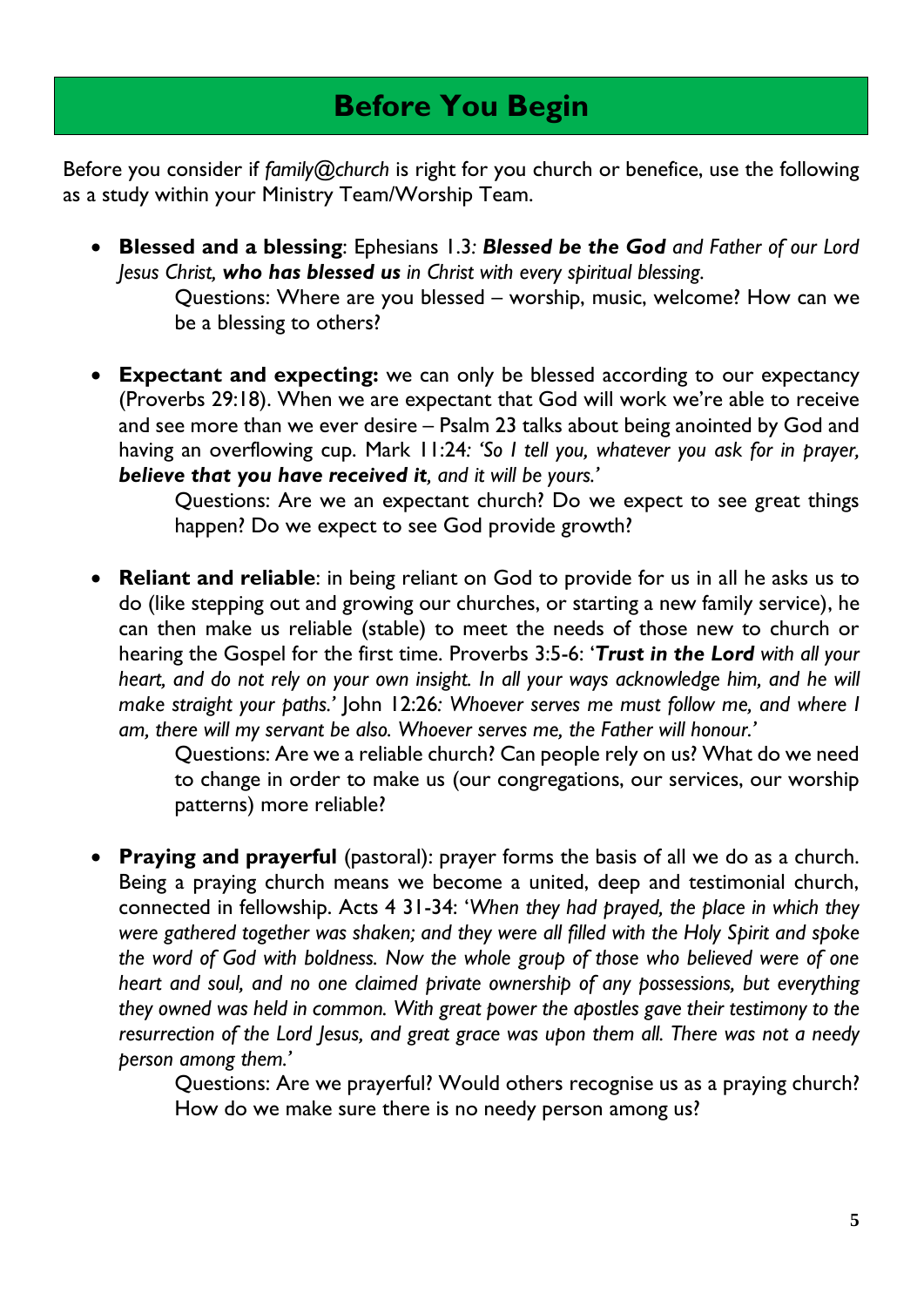# Before You Begin

Before you consider if *family@church* is right for you church or benefice, use the following as a study within your Ministry Team/Worship Team.

- **Blessed and a blessing**: Ephesians 1.3*: **Blessed be the God** and Father of our Lord Jesus Christ, **who has blessed us** in Christ with every spiritual blessing.*

  Questions: Where are you blessed – worship, music, welcome? How can we be a blessing to others?

- **Expectant and expecting:** we can only be blessed according to our expectancy (Proverbs 29:18). When we are expectant that God will work we're able to receive and see more than we ever desire – Psalm 23 talks about being anointed by God and having an overflowing cup. Mark 11:24*: 'So I tell you, whatever you ask for in prayer, **believe that you have received it**, and it will be yours.'*

  Questions: Are we an expectant church? Do we expect to see great things happen? Do we expect to see God provide growth?

- **Reliant and reliable**: in being reliant on God to provide for us in all he asks us to do (like stepping out and growing our churches, or starting a new family service), he can then make us reliable (stable) to meet the needs of those new to church or hearing the Gospel for the first time. Proverbs 3:5-6: '***Trust in the Lord** with all your heart, and do not rely on your own insight. In all your ways acknowledge him, and he will make straight your paths.'* John 12:26*: Whoever serves me must follow me, and where I am, there will my servant be also. Whoever serves me, the Father will honour.'*

  Questions: Are we a reliable church? Can people rely on us? What do we need to change in order to make us (our congregations, our services, our worship patterns) more reliable?

- **Praying and prayerful** (pastoral): prayer forms the basis of all we do as a church. Being a praying church means we become a united, deep and testimonial church, connected in fellowship. Acts 4 31-34: '*When they had prayed, the place in which they were gathered together was shaken; and they were all filled with the Holy Spirit and spoke the word of God with boldness. Now the whole group of those who believed were of one heart and soul, and no one claimed private ownership of any possessions, but everything they owned was held in common. With great power the apostles gave their testimony to the resurrection of the Lord Jesus, and great grace was upon them all. There was not a needy person among them.'*

  Questions: Are we prayerful? Would others recognise us as a praying church? How do we make sure there is no needy person among us?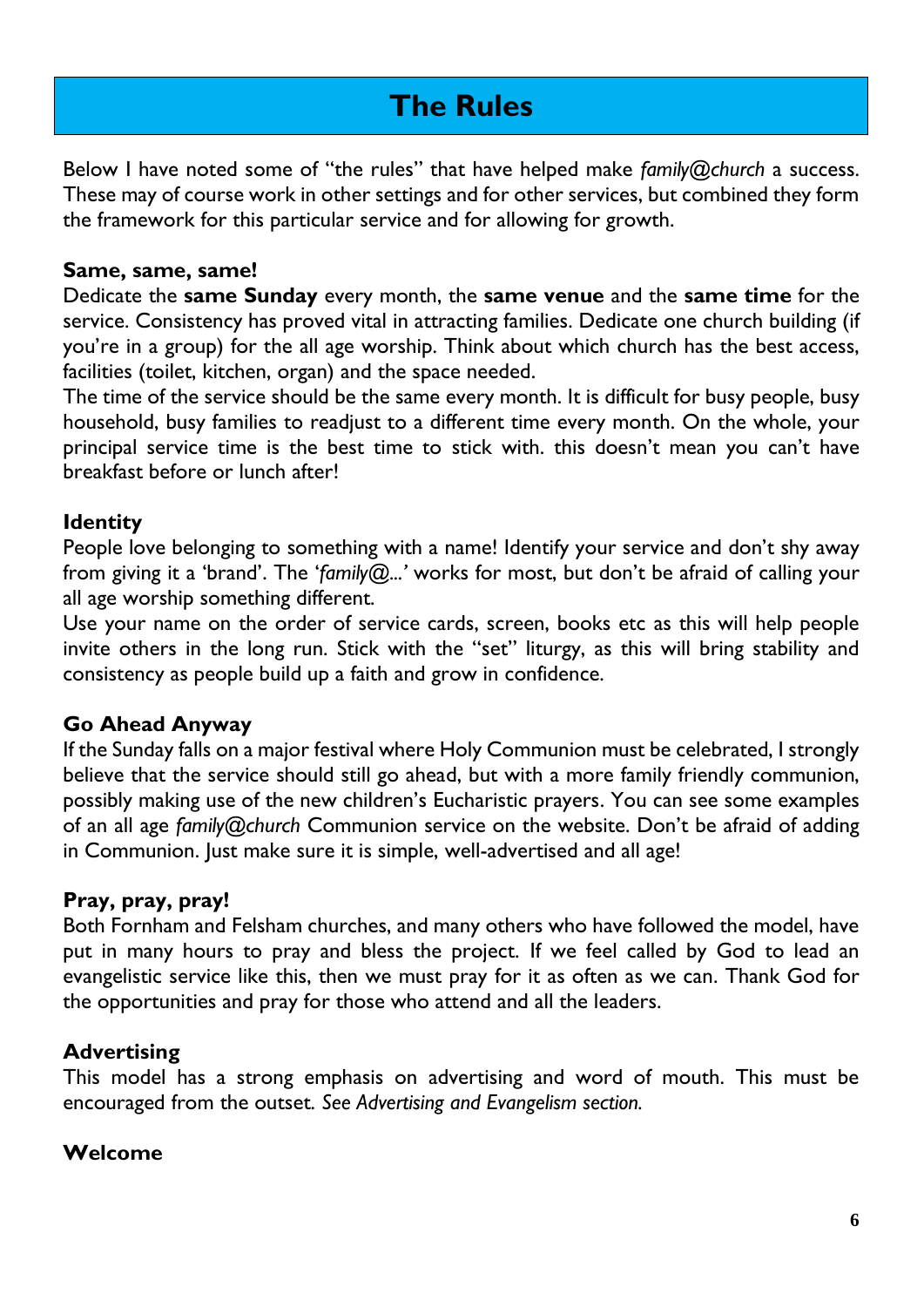# The Rules

Below I have noted some of "the rules" that have helped make *family@church* a success. These may of course work in other settings and for other services, but combined they form the framework for this particular service and for allowing for growth.

**Same, same, same!**

Dedicate the **same Sunday** every month, the **same venue** and the **same time** for the service. Consistency has proved vital in attracting families. Dedicate one church building (if you're in a group) for the all age worship. Think about which church has the best access, facilities (toilet, kitchen, organ) and the space needed.

The time of the service should be the same every month. It is difficult for busy people, busy household, busy families to readjust to a different time every month. On the whole, your principal service time is the best time to stick with. this doesn't mean you can't have breakfast before or lunch after!

**Identity**

People love belonging to something with a name! Identify your service and don't shy away from giving it a 'brand'. The '*family@...*' works for most, but don't be afraid of calling your all age worship something different.

Use your name on the order of service cards, screen, books etc as this will help people invite others in the long run. Stick with the "set" liturgy, as this will bring stability and consistency as people build up a faith and grow in confidence.

**Go Ahead Anyway**

If the Sunday falls on a major festival where Holy Communion must be celebrated, I strongly believe that the service should still go ahead, but with a more family friendly communion, possibly making use of the new children's Eucharistic prayers. You can see some examples of an all age *family@church* Communion service on the website. Don't be afraid of adding in Communion. Just make sure it is simple, well-advertised and all age!

**Pray, pray, pray!**

Both Fornham and Felsham churches, and many others who have followed the model, have put in many hours to pray and bless the project. If we feel called by God to lead an evangelistic service like this, then we must pray for it as often as we can. Thank God for the opportunities and pray for those who attend and all the leaders.

**Advertising**

This model has a strong emphasis on advertising and word of mouth. This must be encouraged from the outset. *See Advertising and Evangelism section.*

**Welcome**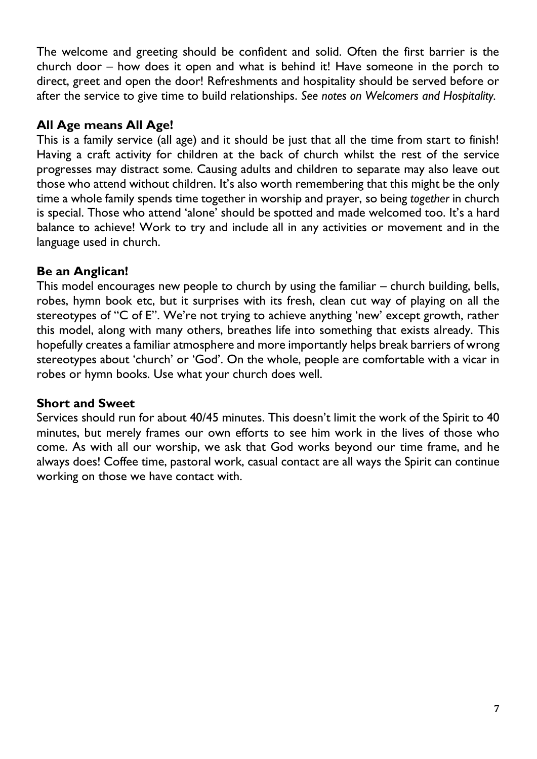The welcome and greeting should be confident and solid. Often the first barrier is the church door – how does it open and what is behind it! Have someone in the porch to direct, greet and open the door! Refreshments and hospitality should be served before or after the service to give time to build relationships. *See notes on Welcomers and Hospitality.*

**All Age means All Age!**

This is a family service (all age) and it should be just that all the time from start to finish! Having a craft activity for children at the back of church whilst the rest of the service progresses may distract some. Causing adults and children to separate may also leave out those who attend without children. It's also worth remembering that this might be the only time a whole family spends time together in worship and prayer, so being *together* in church is special. Those who attend 'alone' should be spotted and made welcomed too. It's a hard balance to achieve! Work to try and include all in any activities or movement and in the language used in church.

**Be an Anglican!**

This model encourages new people to church by using the familiar – church building, bells, robes, hymn book etc, but it surprises with its fresh, clean cut way of playing on all the stereotypes of "C of E". We're not trying to achieve anything 'new' except growth, rather this model, along with many others, breathes life into something that exists already. This hopefully creates a familiar atmosphere and more importantly helps break barriers of wrong stereotypes about 'church' or 'God'. On the whole, people are comfortable with a vicar in robes or hymn books. Use what your church does well.

**Short and Sweet**

Services should run for about 40/45 minutes. This doesn't limit the work of the Spirit to 40 minutes, but merely frames our own efforts to see him work in the lives of those who come. As with all our worship, we ask that God works beyond our time frame, and he always does! Coffee time, pastoral work, casual contact are all ways the Spirit can continue working on those we have contact with.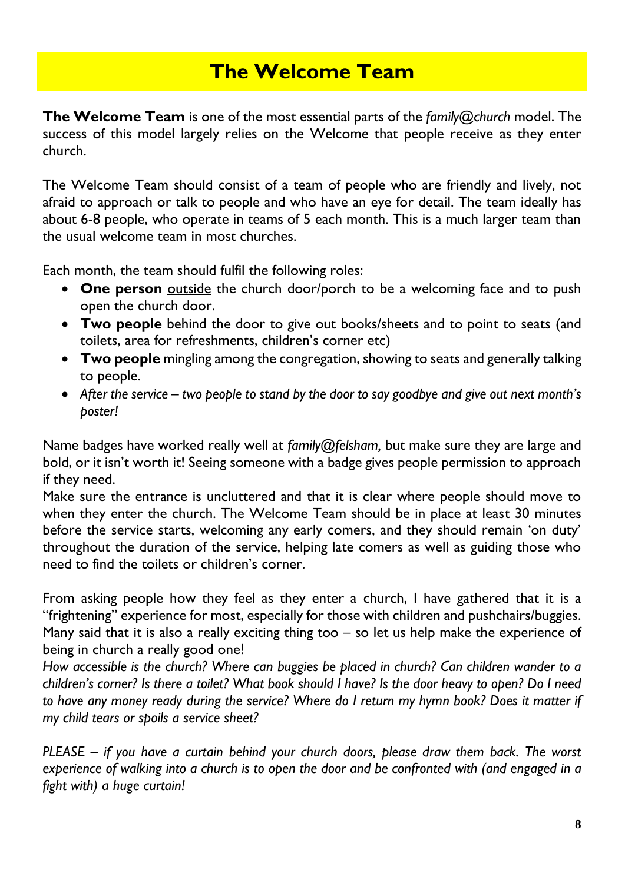# The Welcome Team

**The Welcome Team** is one of the most essential parts of the *family@church* model. The success of this model largely relies on the Welcome that people receive as they enter church.

The Welcome Team should consist of a team of people who are friendly and lively, not afraid to approach or talk to people and who have an eye for detail. The team ideally has about 6-8 people, who operate in teams of 5 each month. This is a much larger team than the usual welcome team in most churches.

Each month, the team should fulfil the following roles:

- **One person** <u>outside</u> the church door/porch to be a welcoming face and to push open the church door.
- **Two people** behind the door to give out books/sheets and to point to seats (and toilets, area for refreshments, children's corner etc)
- **Two people** mingling among the congregation, showing to seats and generally talking to people.
- *After the service – two people to stand by the door to say goodbye and give out next month's poster!*

Name badges have worked really well at *family@felsham,* but make sure they are large and bold, or it isn't worth it! Seeing someone with a badge gives people permission to approach if they need.
Make sure the entrance is uncluttered and that it is clear where people should move to when they enter the church. The Welcome Team should be in place at least 30 minutes before the service starts, welcoming any early comers, and they should remain 'on duty' throughout the duration of the service, helping late comers as well as guiding those who need to find the toilets or children's corner.

From asking people how they feel as they enter a church, I have gathered that it is a "frightening" experience for most, especially for those with children and pushchairs/buggies. Many said that it is also a really exciting thing too – so let us help make the experience of being in church a really good one!
*How accessible is the church? Where can buggies be placed in church? Can children wander to a children's corner? Is there a toilet? What book should I have? Is the door heavy to open? Do I need to have any money ready during the service? Where do I return my hymn book? Does it matter if my child tears or spoils a service sheet?*

*PLEASE – if you have a curtain behind your church doors, please draw them back. The worst experience of walking into a church is to open the door and be confronted with (and engaged in a fight with) a huge curtain!*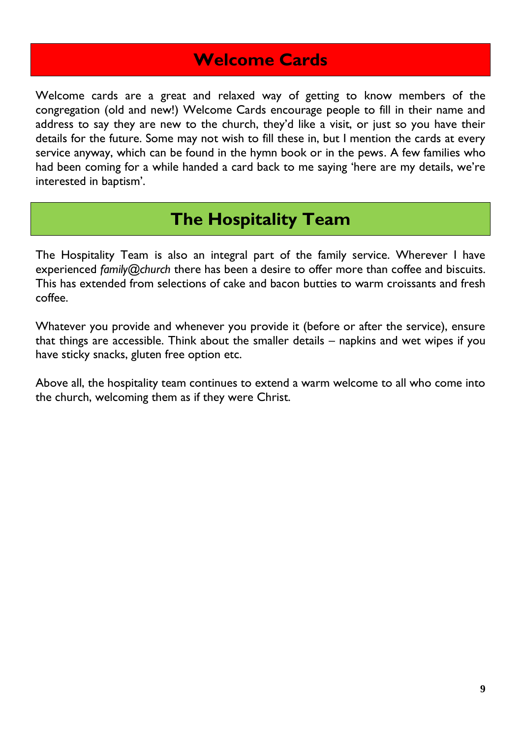## Welcome Cards

Welcome cards are a great and relaxed way of getting to know members of the congregation (old and new!) Welcome Cards encourage people to fill in their name and address to say they are new to the church, they'd like a visit, or just so you have their details for the future. Some may not wish to fill these in, but I mention the cards at every service anyway, which can be found in the hymn book or in the pews. A few families who had been coming for a while handed a card back to me saying 'here are my details, we're interested in baptism'.

## The Hospitality Team

The Hospitality Team is also an integral part of the family service. Wherever I have experienced *family@church* there has been a desire to offer more than coffee and biscuits. This has extended from selections of cake and bacon butties to warm croissants and fresh coffee.

Whatever you provide and whenever you provide it (before or after the service), ensure that things are accessible. Think about the smaller details – napkins and wet wipes if you have sticky snacks, gluten free option etc.

Above all, the hospitality team continues to extend a warm welcome to all who come into the church, welcoming them as if they were Christ.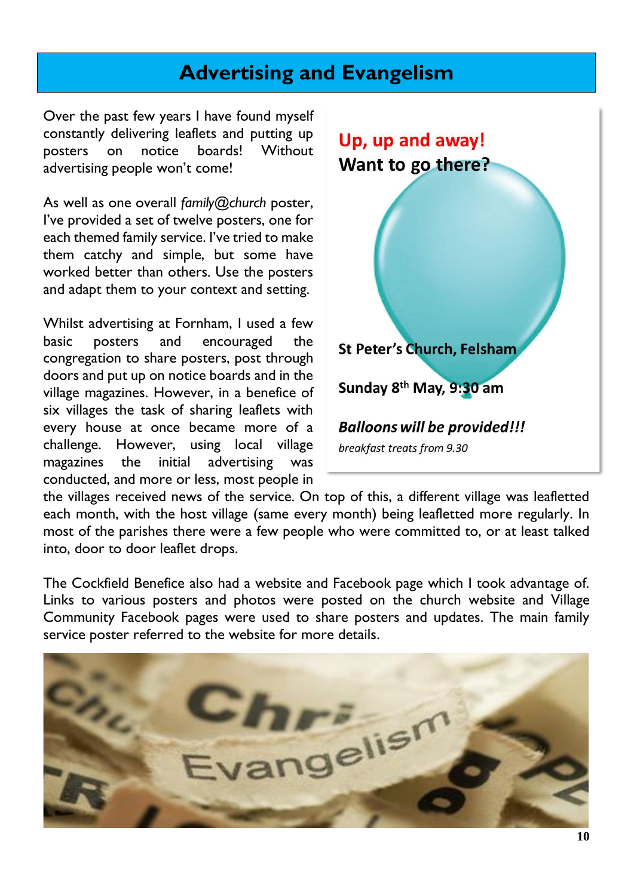# Advertising and Evangelism

Over the past few years I have found myself constantly delivering leaflets and putting up posters on notice boards! Without advertising people won't come!

As well as one overall *family@church* poster, I've provided a set of twelve posters, one for each themed family service. I've tried to make them catchy and simple, but some have worked better than others. Use the posters and adapt them to your context and setting.

Whilst advertising at Fornham, I used a few basic posters and encouraged the congregation to share posters, post through doors and put up on notice boards and in the village magazines. However, in a benefice of six villages the task of sharing leaflets with every house at once became more of a challenge. However, using local village magazines the initial advertising was conducted, and more or less, most people in the villages received news of the service. On top of this, a different village was leafletted each month, with the host village (same every month) being leafletted more regularly. In most of the parishes there were a few people who were committed to, or at least talked into, door to door leaflet drops.

**Up, up and away!**
**Want to go there?**

**St Peter's Church, Felsham**

**Sunday 8th May, 9:30 am**

***Balloons will be provided!!!***

*breakfast treats from 9.30*

The Cockfield Benefice also had a website and Facebook page which I took advantage of. Links to various posters and photos were posted on the church website and Village Community Facebook pages were used to share posters and updates. The main family service poster referred to the website for more details.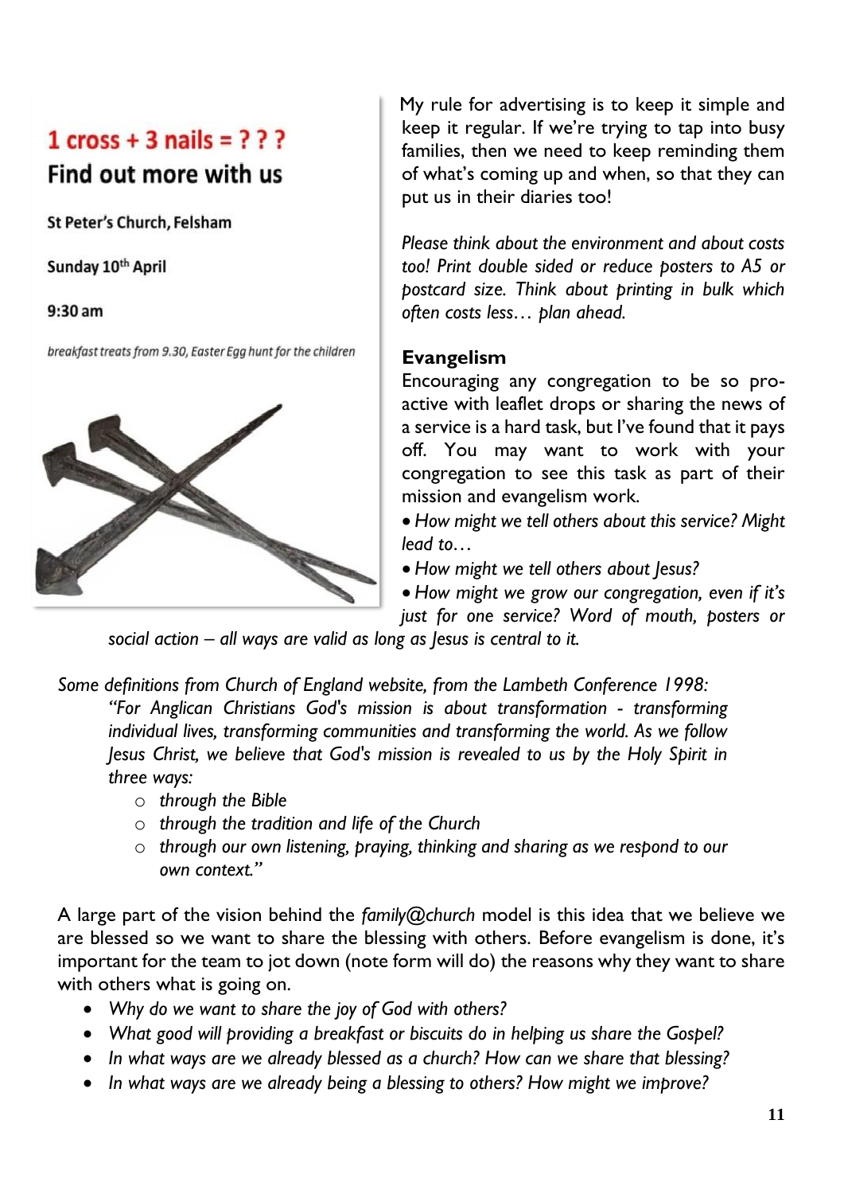1 cross + 3 nails = ? ? ?

Find out more with us

St Peter's Church, Felsham

Sunday 10th April

9:30 am

*breakfast treats from 9.30, Easter Egg hunt for the children*

My rule for advertising is to keep it simple and keep it regular. If we're trying to tap into busy families, then we need to keep reminding them of what's coming up and when, so that they can put us in their diaries too!

*Please think about the environment and about costs too! Print double sided or reduce posters to A5 or postcard size. Think about printing in bulk which often costs less… plan ahead.*

## Evangelism

Encouraging any congregation to be so pro-active with leaflet drops or sharing the news of a service is a hard task, but I've found that it pays off. You may want to work with your congregation to see this task as part of their mission and evangelism work.

- *How might we tell others about this service? Might lead to…*
- *How might we tell others about Jesus?*
- *How might we grow our congregation, even if it's just for one service? Word of mouth, posters or social action – all ways are valid as long as Jesus is central to it.*

*Some definitions from Church of England website, from the Lambeth Conference 1998:*

> *"For Anglican Christians God's mission is about transformation - transforming individual lives, transforming communities and transforming the world. As we follow Jesus Christ, we believe that God's mission is revealed to us by the Holy Spirit in three ways:*
>
> - *through the Bible*
> - *through the tradition and life of the Church*
> - *through our own listening, praying, thinking and sharing as we respond to our own context."*

A large part of the vision behind the *family@church* model is this idea that we believe we are blessed so we want to share the blessing with others. Before evangelism is done, it's important for the team to jot down (note form will do) the reasons why they want to share with others what is going on.

- *Why do we want to share the joy of God with others?*
- *What good will providing a breakfast or biscuits do in helping us share the Gospel?*
- *In what ways are we already blessed as a church? How can we share that blessing?*
- *In what ways are we already being a blessing to others? How might we improve?*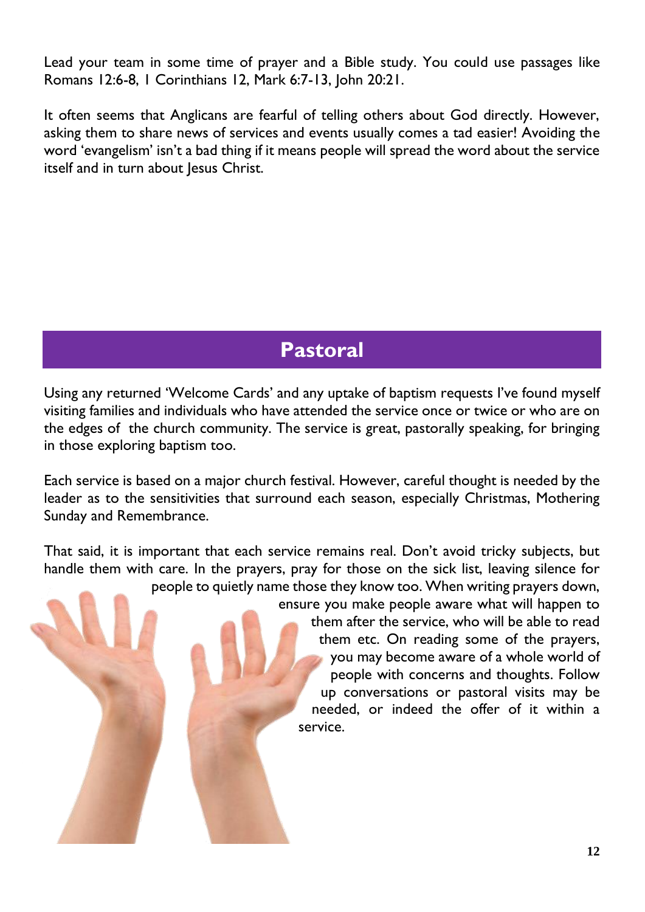Lead your team in some time of prayer and a Bible study. You could use passages like Romans 12:6-8, 1 Corinthians 12, Mark 6:7-13, John 20:21.

It often seems that Anglicans are fearful of telling others about God directly. However, asking them to share news of services and events usually comes a tad easier! Avoiding the word 'evangelism' isn't a bad thing if it means people will spread the word about the service itself and in turn about Jesus Christ.

## Pastoral

Using any returned 'Welcome Cards' and any uptake of baptism requests I've found myself visiting families and individuals who have attended the service once or twice or who are on the edges of the church community. The service is great, pastorally speaking, for bringing in those exploring baptism too.

Each service is based on a major church festival. However, careful thought is needed by the leader as to the sensitivities that surround each season, especially Christmas, Mothering Sunday and Remembrance.

That said, it is important that each service remains real. Don't avoid tricky subjects, but handle them with care. In the prayers, pray for those on the sick list, leaving silence for people to quietly name those they know too. When writing prayers down, ensure you make people aware what will happen to them after the service, who will be able to read them etc. On reading some of the prayers, you may become aware of a whole world of people with concerns and thoughts. Follow up conversations or pastoral visits may be needed, or indeed the offer of it within a service.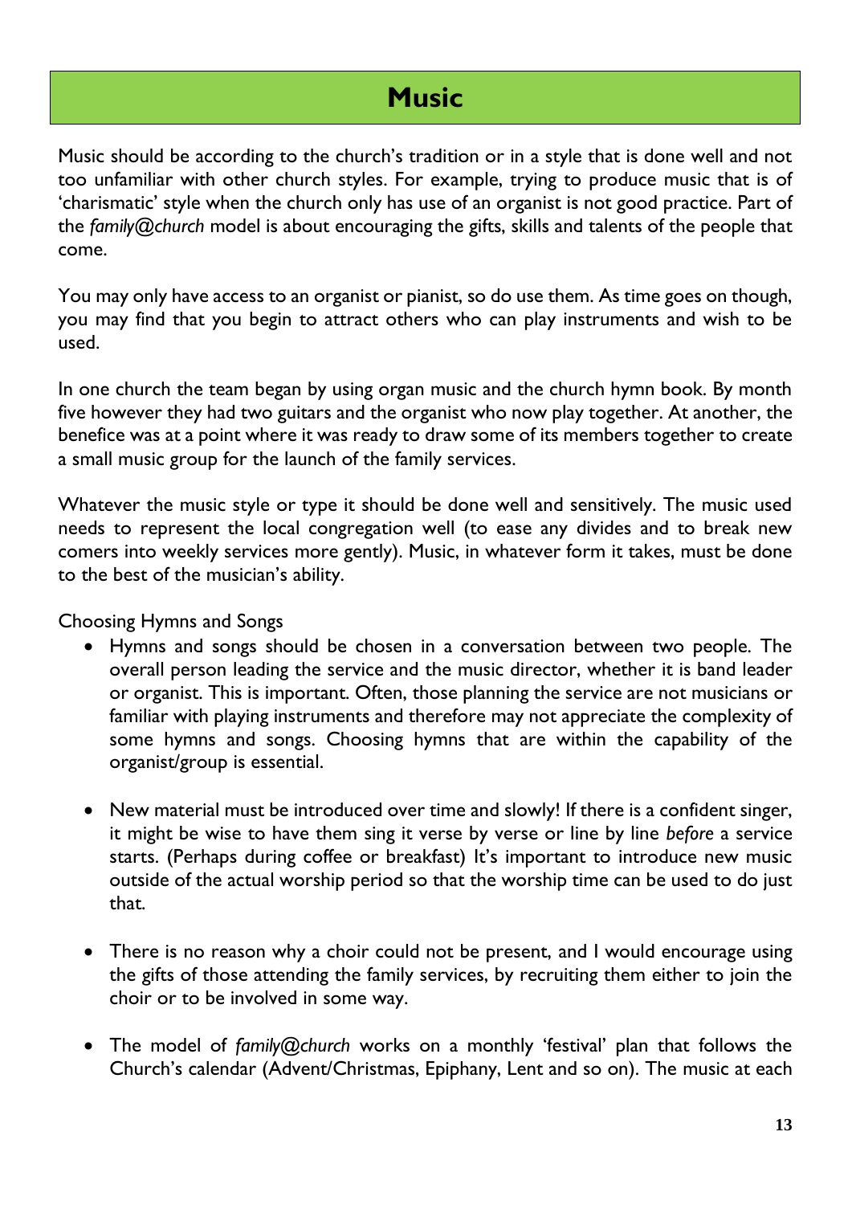# Music

Music should be according to the church's tradition or in a style that is done well and not too unfamiliar with other church styles. For example, trying to produce music that is of 'charismatic' style when the church only has use of an organist is not good practice. Part of the *family@church* model is about encouraging the gifts, skills and talents of the people that come.

You may only have access to an organist or pianist, so do use them. As time goes on though, you may find that you begin to attract others who can play instruments and wish to be used.

In one church the team began by using organ music and the church hymn book. By month five however they had two guitars and the organist who now play together. At another, the benefice was at a point where it was ready to draw some of its members together to create a small music group for the launch of the family services.

Whatever the music style or type it should be done well and sensitively. The music used needs to represent the local congregation well (to ease any divides and to break new comers into weekly services more gently). Music, in whatever form it takes, must be done to the best of the musician's ability.

Choosing Hymns and Songs

- Hymns and songs should be chosen in a conversation between two people. The overall person leading the service and the music director, whether it is band leader or organist. This is important. Often, those planning the service are not musicians or familiar with playing instruments and therefore may not appreciate the complexity of some hymns and songs. Choosing hymns that are within the capability of the organist/group is essential.

- New material must be introduced over time and slowly! If there is a confident singer, it might be wise to have them sing it verse by verse or line by line *before* a service starts. (Perhaps during coffee or breakfast) It's important to introduce new music outside of the actual worship period so that the worship time can be used to do just that.

- There is no reason why a choir could not be present, and I would encourage using the gifts of those attending the family services, by recruiting them either to join the choir or to be involved in some way.

- The model of *family@church* works on a monthly 'festival' plan that follows the Church's calendar (Advent/Christmas, Epiphany, Lent and so on). The music at each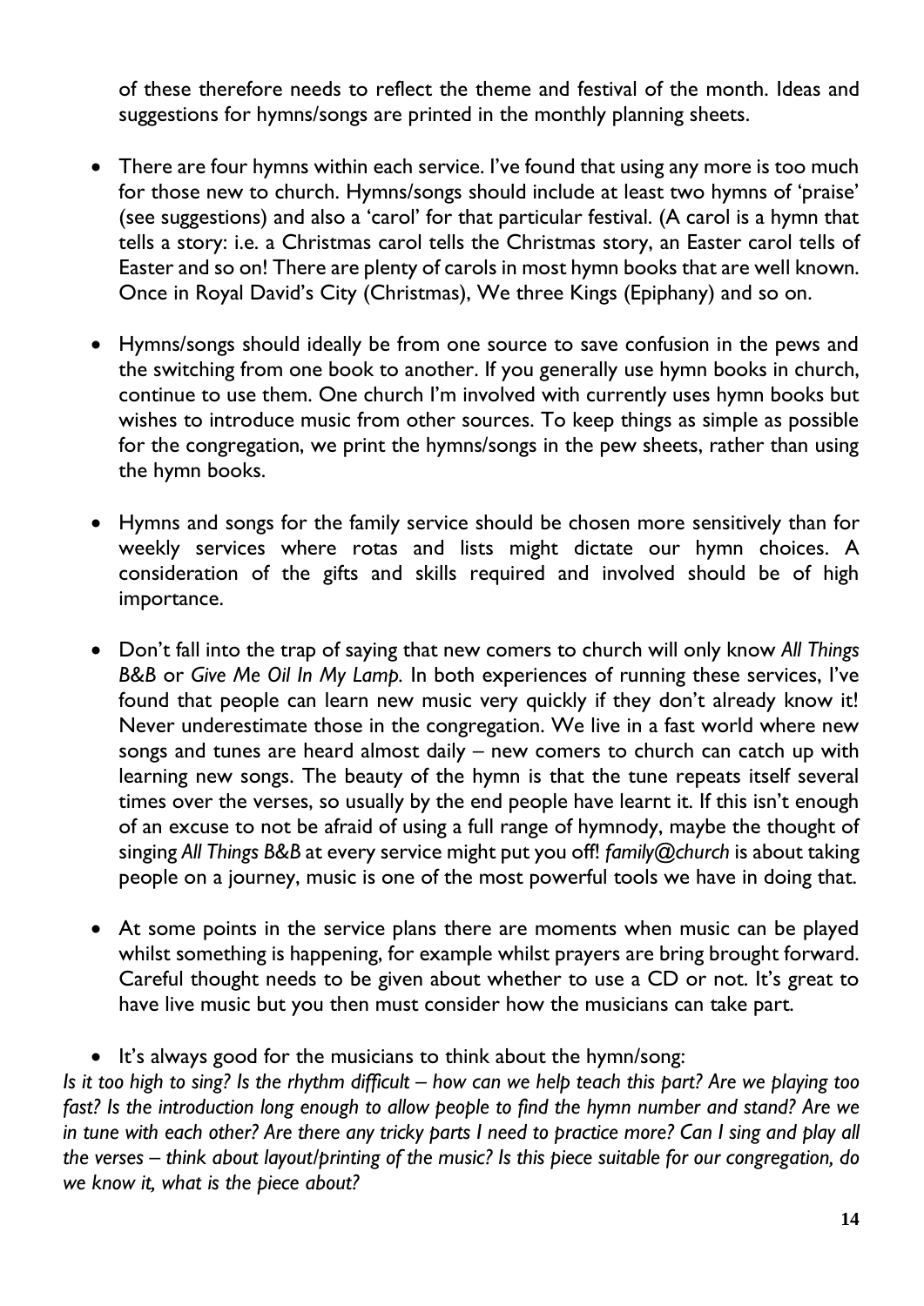of these therefore needs to reflect the theme and festival of the month. Ideas and suggestions for hymns/songs are printed in the monthly planning sheets.

- There are four hymns within each service. I've found that using any more is too much for those new to church. Hymns/songs should include at least two hymns of 'praise' (see suggestions) and also a 'carol' for that particular festival. (A carol is a hymn that tells a story: i.e. a Christmas carol tells the Christmas story, an Easter carol tells of Easter and so on! There are plenty of carols in most hymn books that are well known. Once in Royal David's City (Christmas), We three Kings (Epiphany) and so on.

- Hymns/songs should ideally be from one source to save confusion in the pews and the switching from one book to another. If you generally use hymn books in church, continue to use them. One church I'm involved with currently uses hymn books but wishes to introduce music from other sources. To keep things as simple as possible for the congregation, we print the hymns/songs in the pew sheets, rather than using the hymn books.

- Hymns and songs for the family service should be chosen more sensitively than for weekly services where rotas and lists might dictate our hymn choices. A consideration of the gifts and skills required and involved should be of high importance.

- Don't fall into the trap of saying that new comers to church will only know *All Things B&B* or *Give Me Oil In My Lamp.* In both experiences of running these services, I've found that people can learn new music very quickly if they don't already know it! Never underestimate those in the congregation. We live in a fast world where new songs and tunes are heard almost daily – new comers to church can catch up with learning new songs. The beauty of the hymn is that the tune repeats itself several times over the verses, so usually by the end people have learnt it. If this isn't enough of an excuse to not be afraid of using a full range of hymnody, maybe the thought of singing *All Things B&B* at every service might put you off! *family@church* is about taking people on a journey, music is one of the most powerful tools we have in doing that.

- At some points in the service plans there are moments when music can be played whilst something is happening, for example whilst prayers are bring brought forward. Careful thought needs to be given about whether to use a CD or not. It's great to have live music but you then must consider how the musicians can take part.

- It's always good for the musicians to think about the hymn/song:

*Is it too high to sing? Is the rhythm difficult – how can we help teach this part? Are we playing too fast? Is the introduction long enough to allow people to find the hymn number and stand? Are we in tune with each other? Are there any tricky parts I need to practice more? Can I sing and play all the verses – think about layout/printing of the music? Is this piece suitable for our congregation, do we know it, what is the piece about?*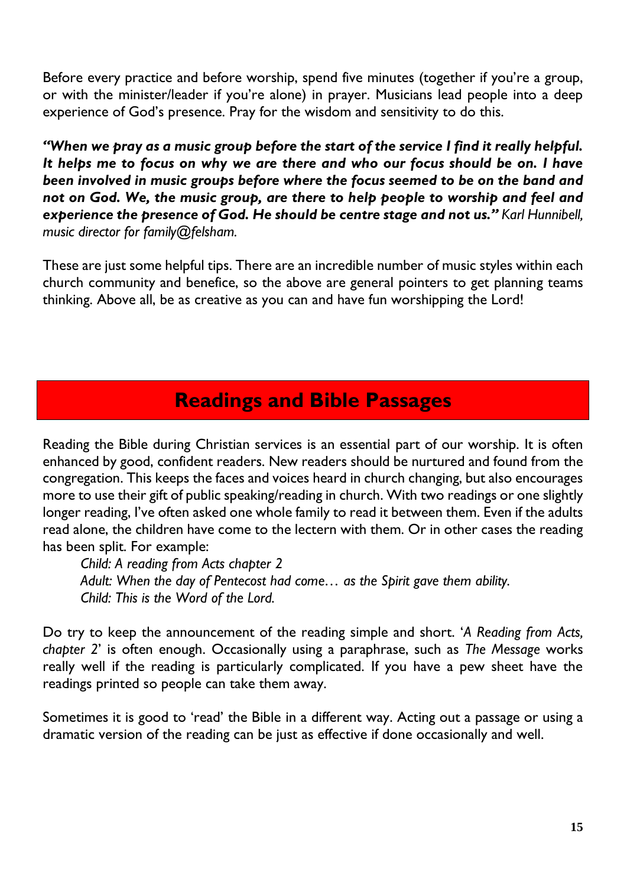Before every practice and before worship, spend five minutes (together if you're a group, or with the minister/leader if you're alone) in prayer. Musicians lead people into a deep experience of God's presence. Pray for the wisdom and sensitivity to do this.

***"When we pray as a music group before the start of the service I find it really helpful. It helps me to focus on why we are there and who our focus should be on. I have been involved in music groups before where the focus seemed to be on the band and not on God. We, the music group, are there to help people to worship and feel and experience the presence of God. He should be centre stage and not us."*** *Karl Hunnibell, music director for family@felsham.*

These are just some helpful tips. There are an incredible number of music styles within each church community and benefice, so the above are general pointers to get planning teams thinking. Above all, be as creative as you can and have fun worshipping the Lord!

## Readings and Bible Passages

Reading the Bible during Christian services is an essential part of our worship. It is often enhanced by good, confident readers. New readers should be nurtured and found from the congregation. This keeps the faces and voices heard in church changing, but also encourages more to use their gift of public speaking/reading in church. With two readings or one slightly longer reading, I've often asked one whole family to read it between them. Even if the adults read alone, the children have come to the lectern with them. Or in other cases the reading has been split. For example:

> *Child: A reading from Acts chapter 2*
> *Adult: When the day of Pentecost had come… as the Spirit gave them ability.*
> *Child: This is the Word of the Lord.*

Do try to keep the announcement of the reading simple and short. '*A Reading from Acts, chapter 2*' is often enough. Occasionally using a paraphrase, such as *The Message* works really well if the reading is particularly complicated. If you have a pew sheet have the readings printed so people can take them away.

Sometimes it is good to 'read' the Bible in a different way. Acting out a passage or using a dramatic version of the reading can be just as effective if done occasionally and well.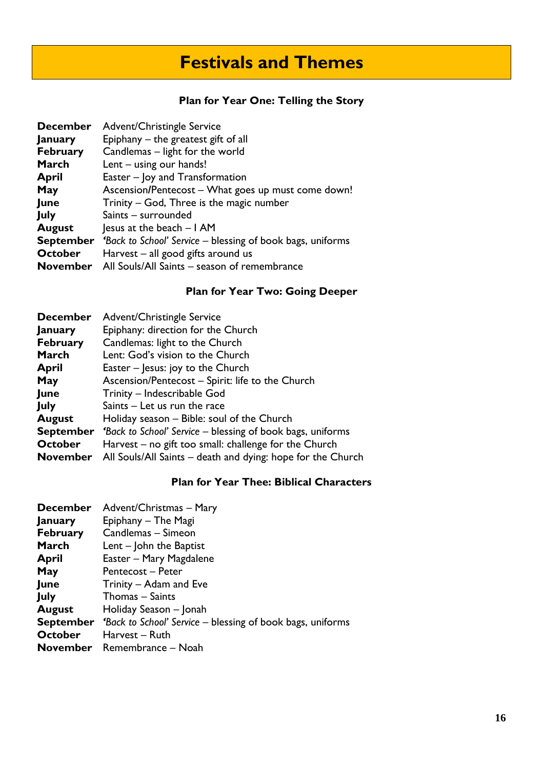# Festivals and Themes

### Plan for Year One: Telling the Story

| | |
|---|---|
| **December** | Advent/Christingle Service |
| **January** | Epiphany – the greatest gift of all |
| **February** | Candlemas – light for the world |
| **March** | Lent – using our hands! |
| **April** | Easter – Joy and Transformation |
| **May** | Ascension/Pentecost – What goes up must come down! |
| **June** | Trinity – God, Three is the magic number |
| **July** | Saints – surrounded |
| **August** | Jesus at the beach – I AM |
| **September** | *'Back to School' Service* – blessing of book bags, uniforms |
| **October** | Harvest – all good gifts around us |
| **November** | All Souls/All Saints – season of remembrance |

### Plan for Year Two: Going Deeper

| | |
|---|---|
| **December** | Advent/Christingle Service |
| **January** | Epiphany: direction for the Church |
| **February** | Candlemas: light to the Church |
| **March** | Lent: God's vision to the Church |
| **April** | Easter – Jesus: joy to the Church |
| **May** | Ascension/Pentecost – Spirit: life to the Church |
| **June** | Trinity – Indescribable God |
| **July** | Saints – Let us run the race |
| **August** | Holiday season – Bible: soul of the Church |
| **September** | *'Back to School' Service* – blessing of book bags, uniforms |
| **October** | Harvest – no gift too small: challenge for the Church |
| **November** | All Souls/All Saints – death and dying: hope for the Church |

### Plan for Year Thee: Biblical Characters

| | |
|---|---|
| **December** | Advent/Christmas – Mary |
| **January** | Epiphany – The Magi |
| **February** | Candlemas – Simeon |
| **March** | Lent – John the Baptist |
| **April** | Easter – Mary Magdalene |
| **May** | Pentecost – Peter |
| **June** | Trinity – Adam and Eve |
| **July** | Thomas – Saints |
| **August** | Holiday Season – Jonah |
| **September** | *'Back to School' Service* – blessing of book bags, uniforms |
| **October** | Harvest – Ruth |
| **November** | Remembrance – Noah |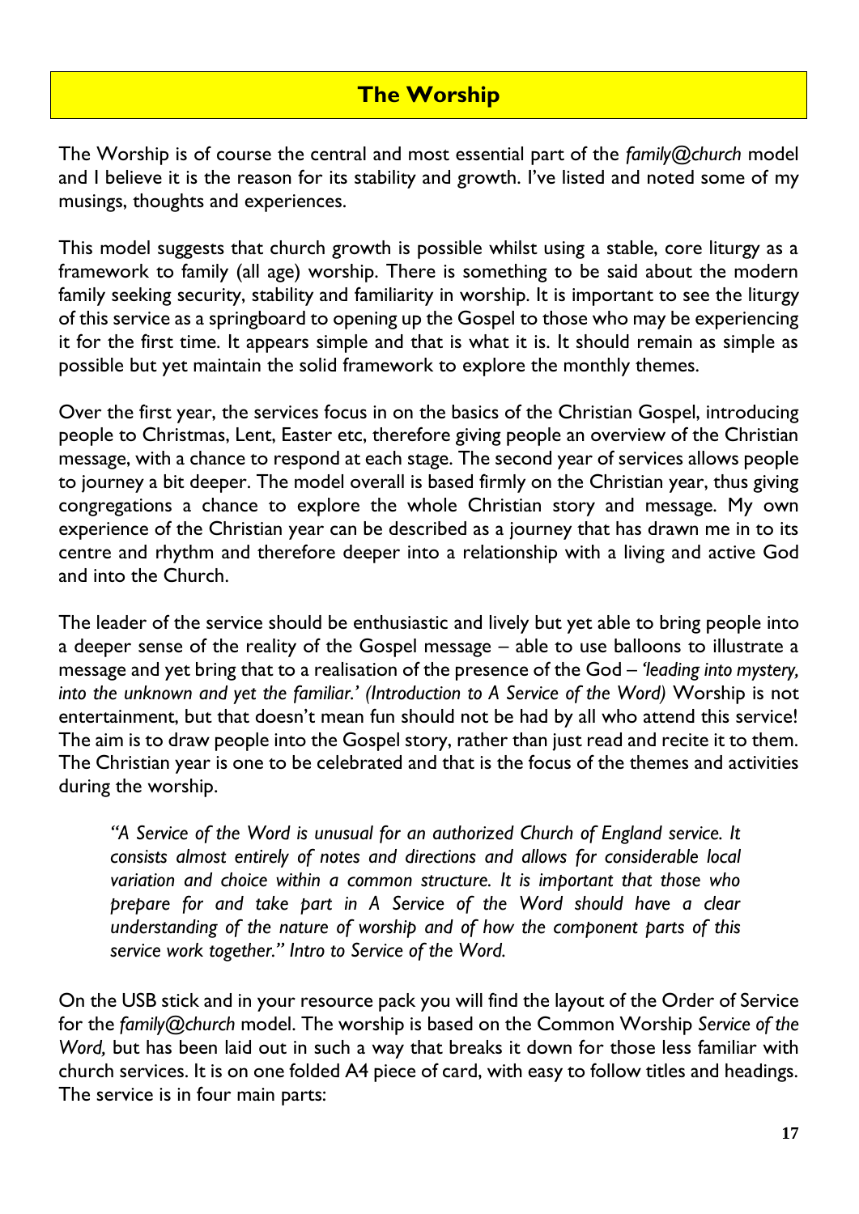## The Worship

The Worship is of course the central and most essential part of the *family@church* model and I believe it is the reason for its stability and growth. I've listed and noted some of my musings, thoughts and experiences.

This model suggests that church growth is possible whilst using a stable, core liturgy as a framework to family (all age) worship. There is something to be said about the modern family seeking security, stability and familiarity in worship. It is important to see the liturgy of this service as a springboard to opening up the Gospel to those who may be experiencing it for the first time. It appears simple and that is what it is. It should remain as simple as possible but yet maintain the solid framework to explore the monthly themes.

Over the first year, the services focus in on the basics of the Christian Gospel, introducing people to Christmas, Lent, Easter etc, therefore giving people an overview of the Christian message, with a chance to respond at each stage. The second year of services allows people to journey a bit deeper. The model overall is based firmly on the Christian year, thus giving congregations a chance to explore the whole Christian story and message. My own experience of the Christian year can be described as a journey that has drawn me in to its centre and rhythm and therefore deeper into a relationship with a living and active God and into the Church.

The leader of the service should be enthusiastic and lively but yet able to bring people into a deeper sense of the reality of the Gospel message – able to use balloons to illustrate a message and yet bring that to a realisation of the presence of the God – *'leading into mystery, into the unknown and yet the familiar.' (Introduction to A Service of the Word)* Worship is not entertainment, but that doesn't mean fun should not be had by all who attend this service! The aim is to draw people into the Gospel story, rather than just read and recite it to them. The Christian year is one to be celebrated and that is the focus of the themes and activities during the worship.

> *"A Service of the Word is unusual for an authorized Church of England service. It consists almost entirely of notes and directions and allows for considerable local variation and choice within a common structure. It is important that those who prepare for and take part in A Service of the Word should have a clear understanding of the nature of worship and of how the component parts of this service work together." Intro to Service of the Word.*

On the USB stick and in your resource pack you will find the layout of the Order of Service for the *family@church* model. The worship is based on the Common Worship *Service of the Word,* but has been laid out in such a way that breaks it down for those less familiar with church services. It is on one folded A4 piece of card, with easy to follow titles and headings. The service is in four main parts: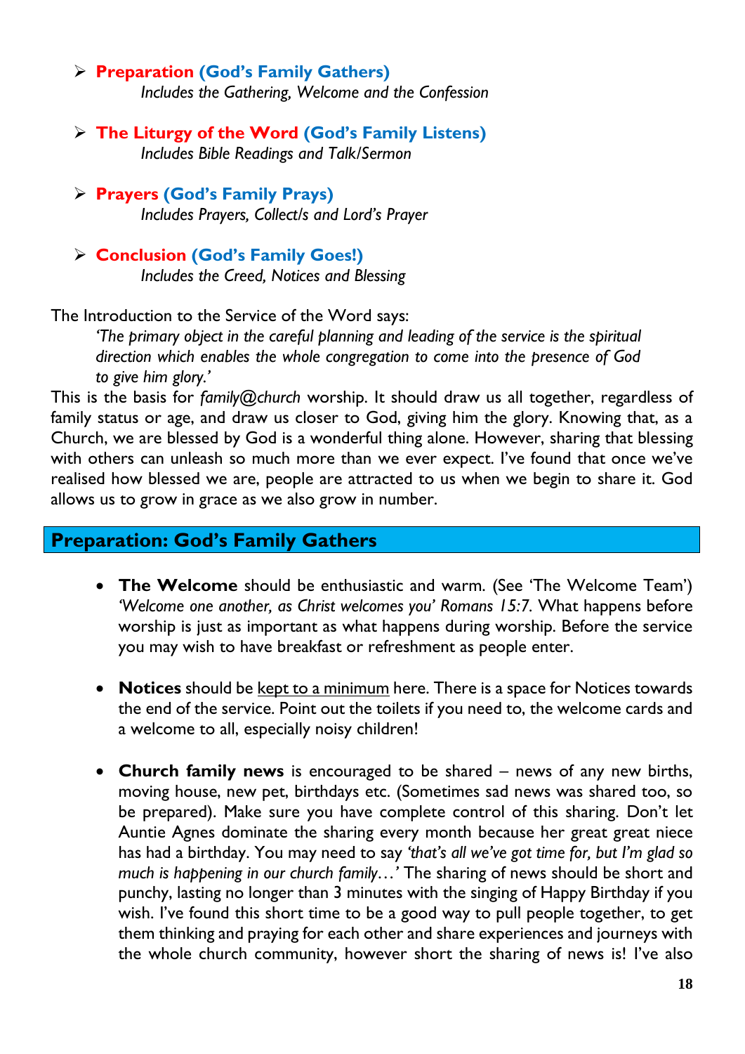- **Preparation (God's Family Gathers)**
  *Includes the Gathering, Welcome and the Confession*

- **The Liturgy of the Word (God's Family Listens)**
  *Includes Bible Readings and Talk/Sermon*

- **Prayers (God's Family Prays)**
  *Includes Prayers, Collect/s and Lord's Prayer*

- **Conclusion (God's Family Goes!)**
  *Includes the Creed, Notices and Blessing*

The Introduction to the Service of the Word says:

> *'The primary object in the careful planning and leading of the service is the spiritual direction which enables the whole congregation to come into the presence of God to give him glory.'*

This is the basis for *family@church* worship. It should draw us all together, regardless of family status or age, and draw us closer to God, giving him the glory. Knowing that, as a Church, we are blessed by God is a wonderful thing alone. However, sharing that blessing with others can unleash so much more than we ever expect. I've found that once we've realised how blessed we are, people are attracted to us when we begin to share it. God allows us to grow in grace as we also grow in number.

## Preparation: God's Family Gathers

- **The Welcome** should be enthusiastic and warm. (See 'The Welcome Team') *'Welcome one another, as Christ welcomes you' Romans 15:7.* What happens before worship is just as important as what happens during worship. Before the service you may wish to have breakfast or refreshment as people enter.

- **Notices** should be <u>kept to a minimum</u> here. There is a space for Notices towards the end of the service. Point out the toilets if you need to, the welcome cards and a welcome to all, especially noisy children!

- **Church family news** is encouraged to be shared – news of any new births, moving house, new pet, birthdays etc. (Sometimes sad news was shared too, so be prepared). Make sure you have complete control of this sharing. Don't let Auntie Agnes dominate the sharing every month because her great great niece has had a birthday. You may need to say *'that's all we've got time for, but I'm glad so much is happening in our church family…'* The sharing of news should be short and punchy, lasting no longer than 3 minutes with the singing of Happy Birthday if you wish. I've found this short time to be a good way to pull people together, to get them thinking and praying for each other and share experiences and journeys with the whole church community, however short the sharing of news is! I've also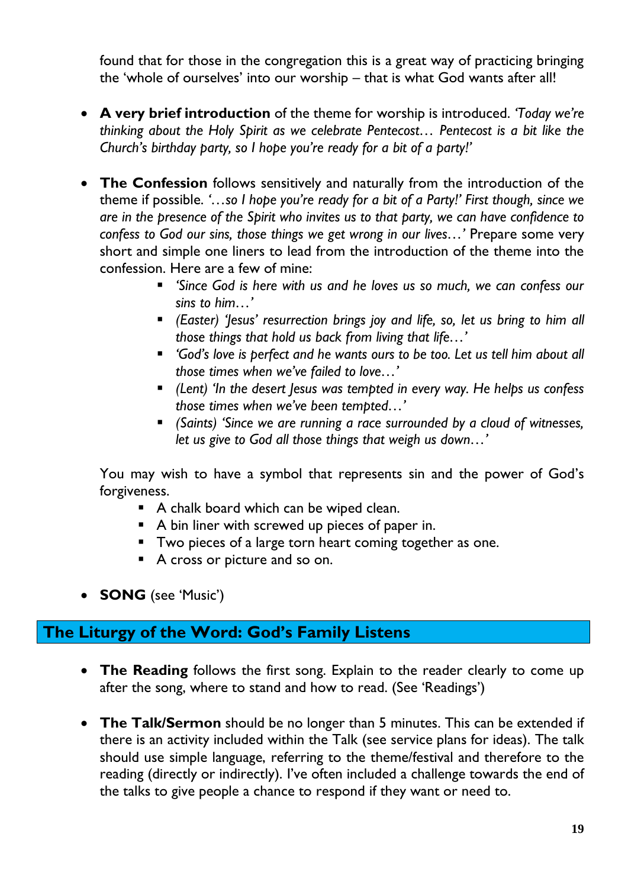found that for those in the congregation this is a great way of practicing bringing the 'whole of ourselves' into our worship – that is what God wants after all!

- **A very brief introduction** of the theme for worship is introduced. *'Today we're thinking about the Holy Spirit as we celebrate Pentecost… Pentecost is a bit like the Church's birthday party, so I hope you're ready for a bit of a party!'*

- **The Confession** follows sensitively and naturally from the introduction of the theme if possible. *'…so I hope you're ready for a bit of a Party!' First though, since we are in the presence of the Spirit who invites us to that party, we can have confidence to confess to God our sins, those things we get wrong in our lives…'* Prepare some very short and simple one liners to lead from the introduction of the theme into the confession. Here are a few of mine:
    - *'Since God is here with us and he loves us so much, we can confess our sins to him…'*
    - *(Easter) 'Jesus' resurrection brings joy and life, so, let us bring to him all those things that hold us back from living that life…'*
    - *'God's love is perfect and he wants ours to be too. Let us tell him about all those times when we've failed to love…'*
    - *(Lent) 'In the desert Jesus was tempted in every way. He helps us confess those times when we've been tempted…'*
    - *(Saints) 'Since we are running a race surrounded by a cloud of witnesses, let us give to God all those things that weigh us down…'*

  You may wish to have a symbol that represents sin and the power of God's forgiveness.
    - A chalk board which can be wiped clean.
    - A bin liner with screwed up pieces of paper in.
    - Two pieces of a large torn heart coming together as one.
    - A cross or picture and so on.

- **SONG** (see 'Music')

## The Liturgy of the Word: God's Family Listens

- **The Reading** follows the first song. Explain to the reader clearly to come up after the song, where to stand and how to read. (See 'Readings')

- **The Talk/Sermon** should be no longer than 5 minutes. This can be extended if there is an activity included within the Talk (see service plans for ideas). The talk should use simple language, referring to the theme/festival and therefore to the reading (directly or indirectly). I've often included a challenge towards the end of the talks to give people a chance to respond if they want or need to.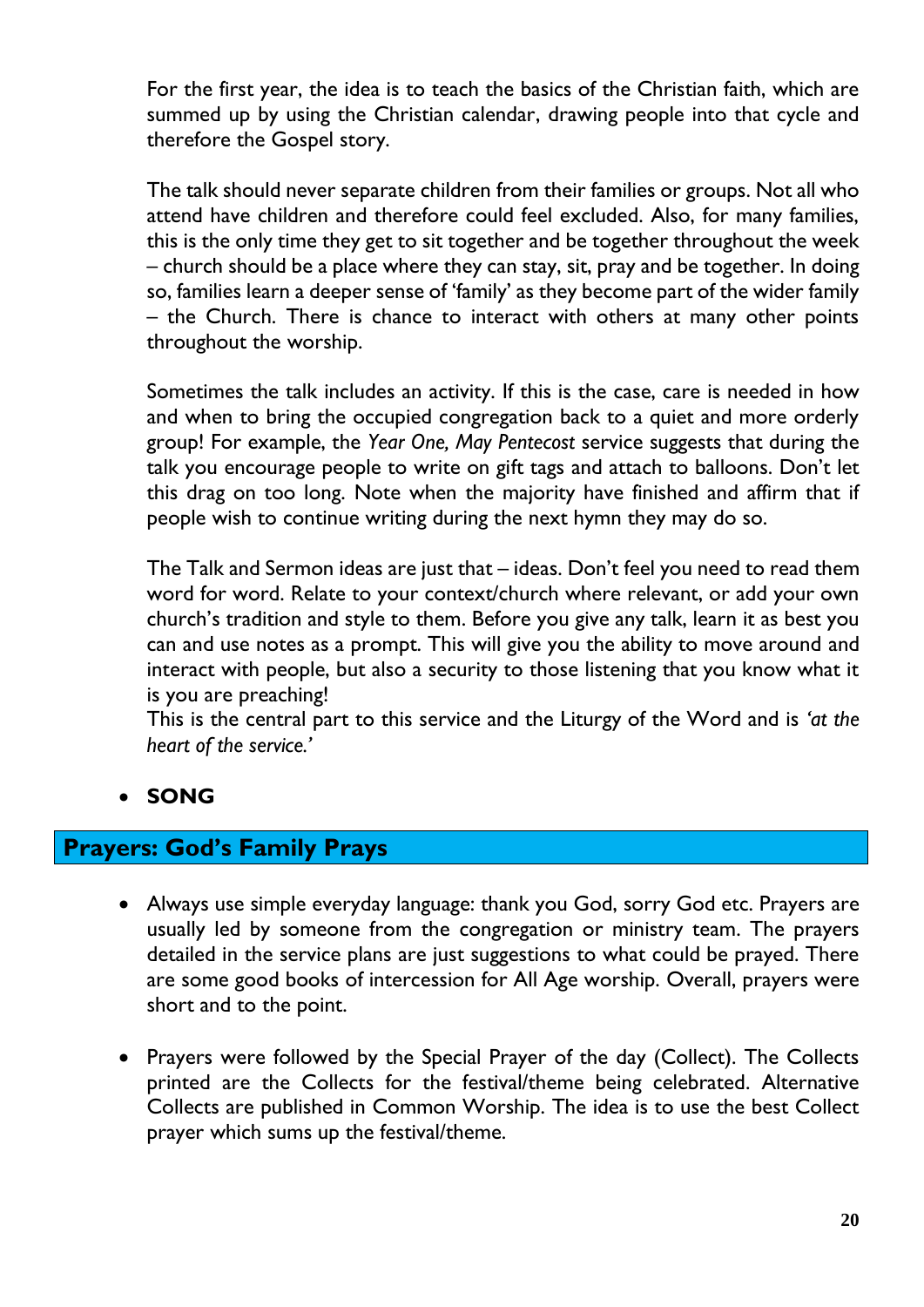For the first year, the idea is to teach the basics of the Christian faith, which are summed up by using the Christian calendar, drawing people into that cycle and therefore the Gospel story.

The talk should never separate children from their families or groups. Not all who attend have children and therefore could feel excluded. Also, for many families, this is the only time they get to sit together and be together throughout the week – church should be a place where they can stay, sit, pray and be together. In doing so, families learn a deeper sense of 'family' as they become part of the wider family – the Church. There is chance to interact with others at many other points throughout the worship.

Sometimes the talk includes an activity. If this is the case, care is needed in how and when to bring the occupied congregation back to a quiet and more orderly group! For example, the *Year One, May Pentecost* service suggests that during the talk you encourage people to write on gift tags and attach to balloons. Don't let this drag on too long. Note when the majority have finished and affirm that if people wish to continue writing during the next hymn they may do so.

The Talk and Sermon ideas are just that – ideas. Don't feel you need to read them word for word. Relate to your context/church where relevant, or add your own church's tradition and style to them. Before you give any talk, learn it as best you can and use notes as a prompt. This will give you the ability to move around and interact with people, but also a security to those listening that you know what it is you are preaching!
This is the central part to this service and the Liturgy of the Word and is *'at the heart of the service.'*

- **SONG**

## Prayers: God's Family Prays

- Always use simple everyday language: thank you God, sorry God etc. Prayers are usually led by someone from the congregation or ministry team. The prayers detailed in the service plans are just suggestions to what could be prayed. There are some good books of intercession for All Age worship. Overall, prayers were short and to the point.

- Prayers were followed by the Special Prayer of the day (Collect). The Collects printed are the Collects for the festival/theme being celebrated. Alternative Collects are published in Common Worship. The idea is to use the best Collect prayer which sums up the festival/theme.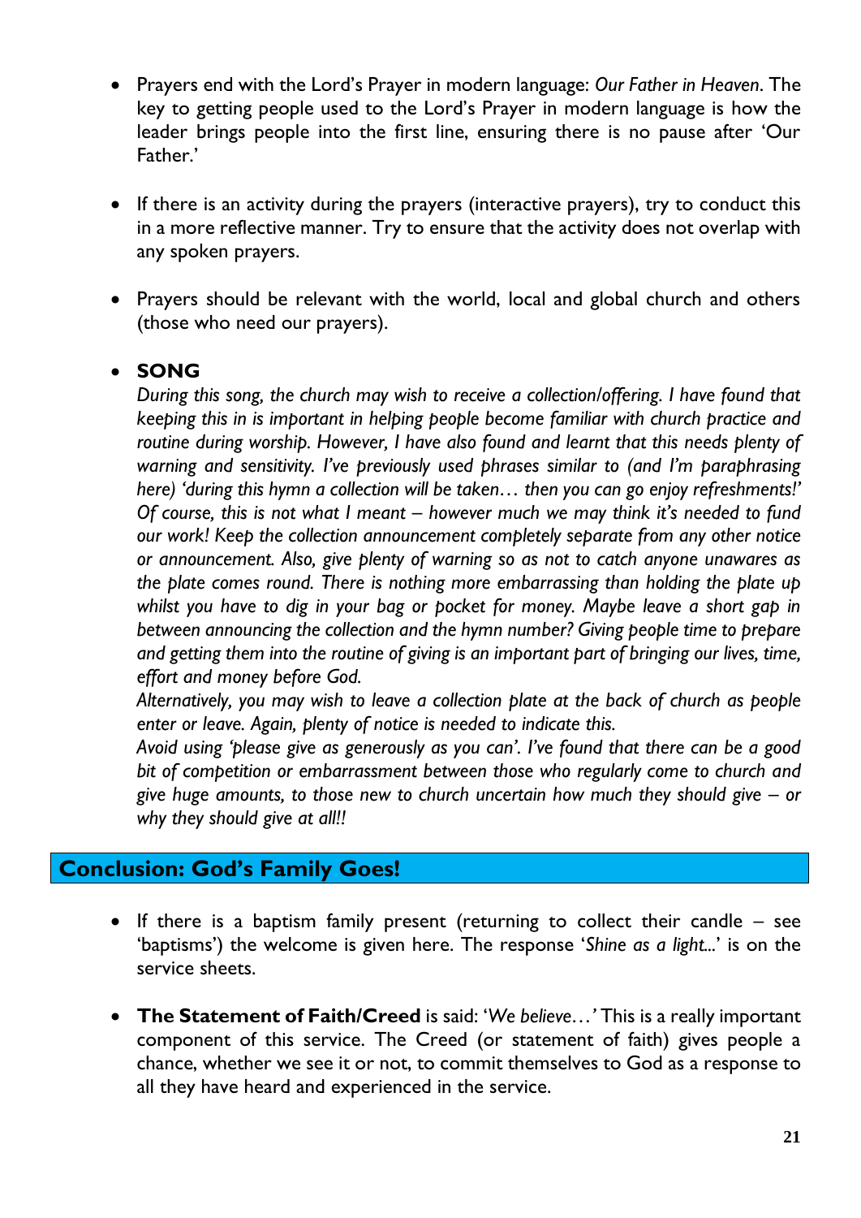- Prayers end with the Lord's Prayer in modern language: *Our Father in Heaven*. The key to getting people used to the Lord's Prayer in modern language is how the leader brings people into the first line, ensuring there is no pause after 'Our Father.'

- If there is an activity during the prayers (interactive prayers), try to conduct this in a more reflective manner. Try to ensure that the activity does not overlap with any spoken prayers.

- Prayers should be relevant with the world, local and global church and others (those who need our prayers).

- **SONG**
  *During this song, the church may wish to receive a collection/offering. I have found that keeping this in is important in helping people become familiar with church practice and routine during worship. However, I have also found and learnt that this needs plenty of warning and sensitivity. I've previously used phrases similar to (and I'm paraphrasing here) 'during this hymn a collection will be taken… then you can go enjoy refreshments!' Of course, this is not what I meant – however much we may think it's needed to fund our work! Keep the collection announcement completely separate from any other notice or announcement. Also, give plenty of warning so as not to catch anyone unawares as the plate comes round. There is nothing more embarrassing than holding the plate up whilst you have to dig in your bag or pocket for money. Maybe leave a short gap in between announcing the collection and the hymn number? Giving people time to prepare and getting them into the routine of giving is an important part of bringing our lives, time, effort and money before God.*
  *Alternatively, you may wish to leave a collection plate at the back of church as people enter or leave. Again, plenty of notice is needed to indicate this.*
  *Avoid using 'please give as generously as you can'. I've found that there can be a good bit of competition or embarrassment between those who regularly come to church and give huge amounts, to those new to church uncertain how much they should give – or why they should give at all!!*

## Conclusion: God's Family Goes!

- If there is a baptism family present (returning to collect their candle – see 'baptisms') the welcome is given here. The response '*Shine as a light...*' is on the service sheets.

- **The Statement of Faith/Creed** is said: '*We believe…'* This is a really important component of this service. The Creed (or statement of faith) gives people a chance, whether we see it or not, to commit themselves to God as a response to all they have heard and experienced in the service.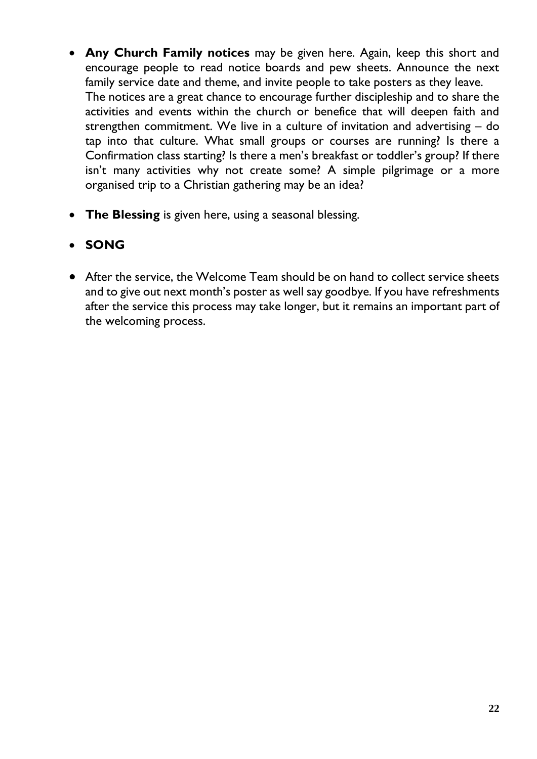- **Any Church Family notices** may be given here. Again, keep this short and encourage people to read notice boards and pew sheets. Announce the next family service date and theme, and invite people to take posters as they leave.
  The notices are a great chance to encourage further discipleship and to share the activities and events within the church or benefice that will deepen faith and strengthen commitment. We live in a culture of invitation and advertising – do tap into that culture. What small groups or courses are running? Is there a Confirmation class starting? Is there a men's breakfast or toddler's group? If there isn't many activities why not create some? A simple pilgrimage or a more organised trip to a Christian gathering may be an idea?

- **The Blessing** is given here, using a seasonal blessing.

- **SONG**

- After the service, the Welcome Team should be on hand to collect service sheets and to give out next month's poster as well say goodbye. If you have refreshments after the service this process may take longer, but it remains an important part of the welcoming process.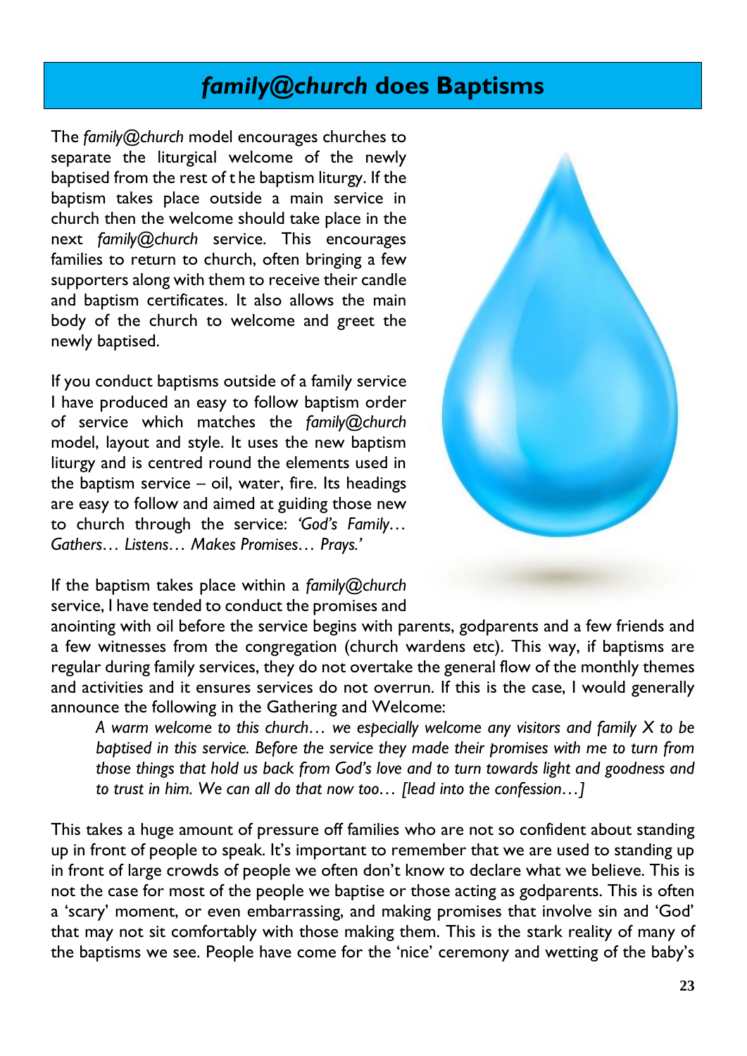# *family@church* does Baptisms

The *family@church* model encourages churches to separate the liturgical welcome of the newly baptised from the rest of t he baptism liturgy. If the baptism takes place outside a main service in church then the welcome should take place in the next *family@church* service. This encourages families to return to church, often bringing a few supporters along with them to receive their candle and baptism certificates. It also allows the main body of the church to welcome and greet the newly baptised.

If you conduct baptisms outside of a family service I have produced an easy to follow baptism order of service which matches the *family@church* model, layout and style. It uses the new baptism liturgy and is centred round the elements used in the baptism service – oil, water, fire. Its headings are easy to follow and aimed at guiding those new to church through the service: *'God's Family… Gathers… Listens… Makes Promises… Prays.'*

If the baptism takes place within a *family@church* service, I have tended to conduct the promises and anointing with oil before the service begins with parents, godparents and a few friends and a few witnesses from the congregation (church wardens etc). This way, if baptisms are regular during family services, they do not overtake the general flow of the monthly themes and activities and it ensures services do not overrun. If this is the case, I would generally announce the following in the Gathering and Welcome:

> *A warm welcome to this church… we especially welcome any visitors and family X to be baptised in this service. Before the service they made their promises with me to turn from those things that hold us back from God's love and to turn towards light and goodness and to trust in him. We can all do that now too… [lead into the confession…]*

This takes a huge amount of pressure off families who are not so confident about standing up in front of people to speak. It's important to remember that we are used to standing up in front of large crowds of people we often don't know to declare what we believe. This is not the case for most of the people we baptise or those acting as godparents. This is often a 'scary' moment, or even embarrassing, and making promises that involve sin and 'God' that may not sit comfortably with those making them. This is the stark reality of many of the baptisms we see. People have come for the 'nice' ceremony and wetting of the baby's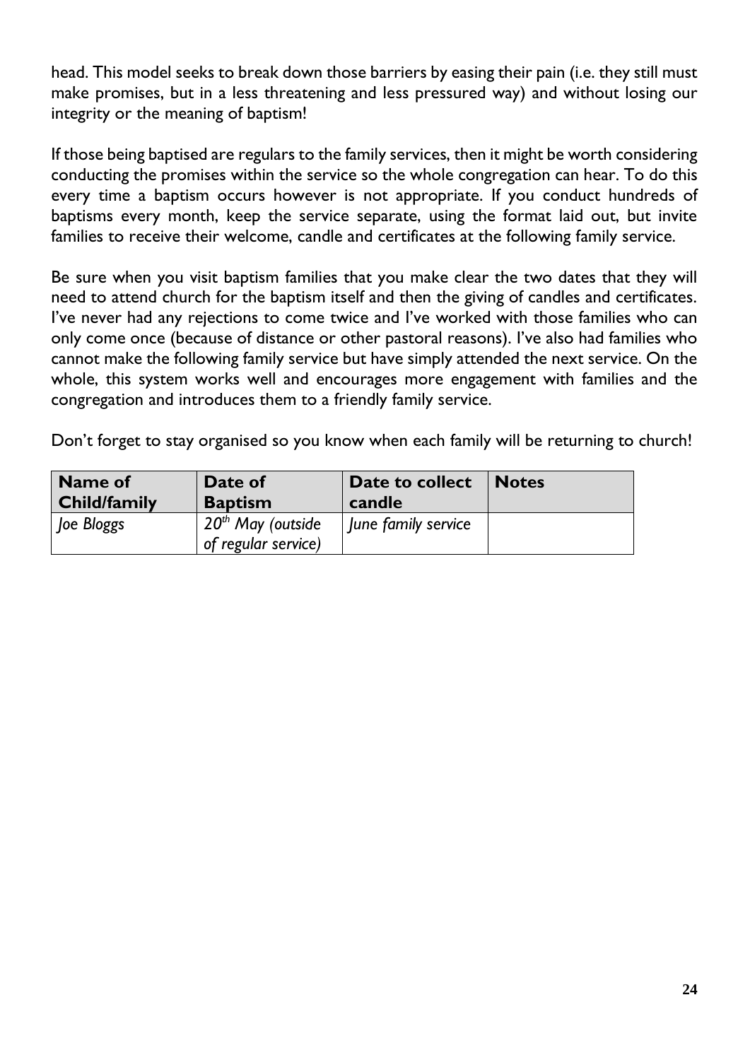head. This model seeks to break down those barriers by easing their pain (i.e. they still must make promises, but in a less threatening and less pressured way) and without losing our integrity or the meaning of baptism!

If those being baptised are regulars to the family services, then it might be worth considering conducting the promises within the service so the whole congregation can hear. To do this every time a baptism occurs however is not appropriate. If you conduct hundreds of baptisms every month, keep the service separate, using the format laid out, but invite families to receive their welcome, candle and certificates at the following family service.

Be sure when you visit baptism families that you make clear the two dates that they will need to attend church for the baptism itself and then the giving of candles and certificates. I've never had any rejections to come twice and I've worked with those families who can only come once (because of distance or other pastoral reasons). I've also had families who cannot make the following family service but have simply attended the next service. On the whole, this system works well and encourages more engagement with families and the congregation and introduces them to a friendly family service.

Don't forget to stay organised so you know when each family will be returning to church!

| **Name of Child/family** | **Date of Baptism** | **Date to collect candle** | **Notes** |
|---|---|---|---|
| *Joe Bloggs* | *20th May (outside of regular service)* | *June family service* | |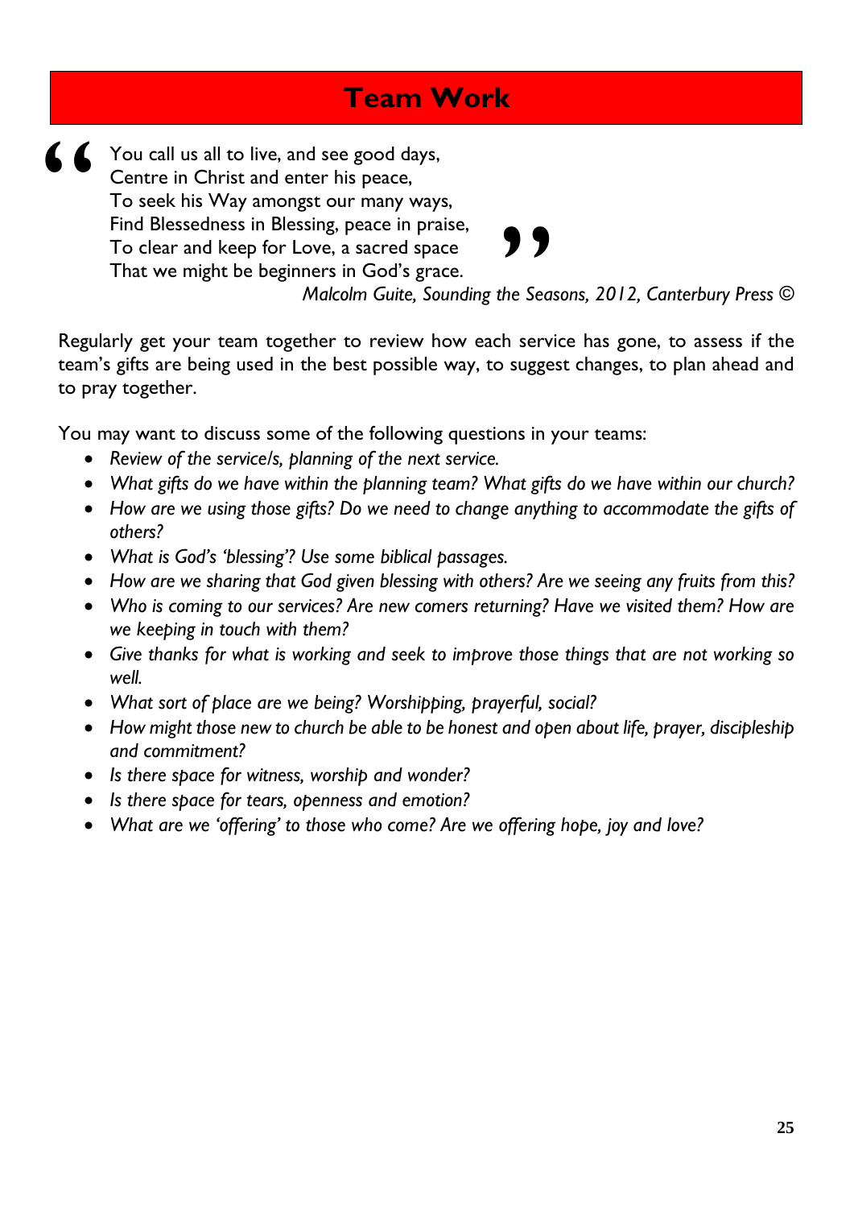# Team Work

> You call us all to live, and see good days,
> Centre in Christ and enter his peace,
> To seek his Way amongst our many ways,
> Find Blessedness in Blessing, peace in praise,
> To clear and keep for Love, a sacred space
> That we might be beginners in God's grace.
>
> *Malcolm Guite, Sounding the Seasons, 2012, Canterbury Press ©*

Regularly get your team together to review how each service has gone, to assess if the team's gifts are being used in the best possible way, to suggest changes, to plan ahead and to pray together.

You may want to discuss some of the following questions in your teams:

- *Review of the service/s, planning of the next service.*
- *What gifts do we have within the planning team? What gifts do we have within our church?*
- *How are we using those gifts? Do we need to change anything to accommodate the gifts of others?*
- *What is God's 'blessing'? Use some biblical passages.*
- *How are we sharing that God given blessing with others? Are we seeing any fruits from this?*
- *Who is coming to our services? Are new comers returning? Have we visited them? How are we keeping in touch with them?*
- *Give thanks for what is working and seek to improve those things that are not working so well.*
- *What sort of place are we being? Worshipping, prayerful, social?*
- *How might those new to church be able to be honest and open about life, prayer, discipleship and commitment?*
- *Is there space for witness, worship and wonder?*
- *Is there space for tears, openness and emotion?*
- *What are we 'offering' to those who come? Are we offering hope, joy and love?*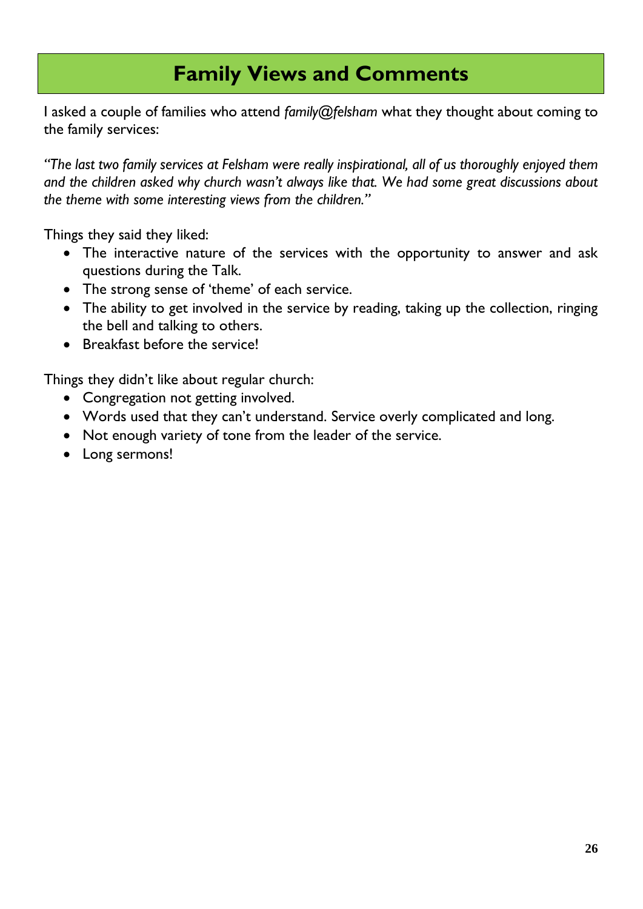# Family Views and Comments

I asked a couple of families who attend *family@felsham* what they thought about coming to the family services:

*"The last two family services at Felsham were really inspirational, all of us thoroughly enjoyed them and the children asked why church wasn't always like that. We had some great discussions about the theme with some interesting views from the children."*

Things they said they liked:

- The interactive nature of the services with the opportunity to answer and ask questions during the Talk.
- The strong sense of 'theme' of each service.
- The ability to get involved in the service by reading, taking up the collection, ringing the bell and talking to others.
- Breakfast before the service!

Things they didn't like about regular church:

- Congregation not getting involved.
- Words used that they can't understand. Service overly complicated and long.
- Not enough variety of tone from the leader of the service.
- Long sermons!